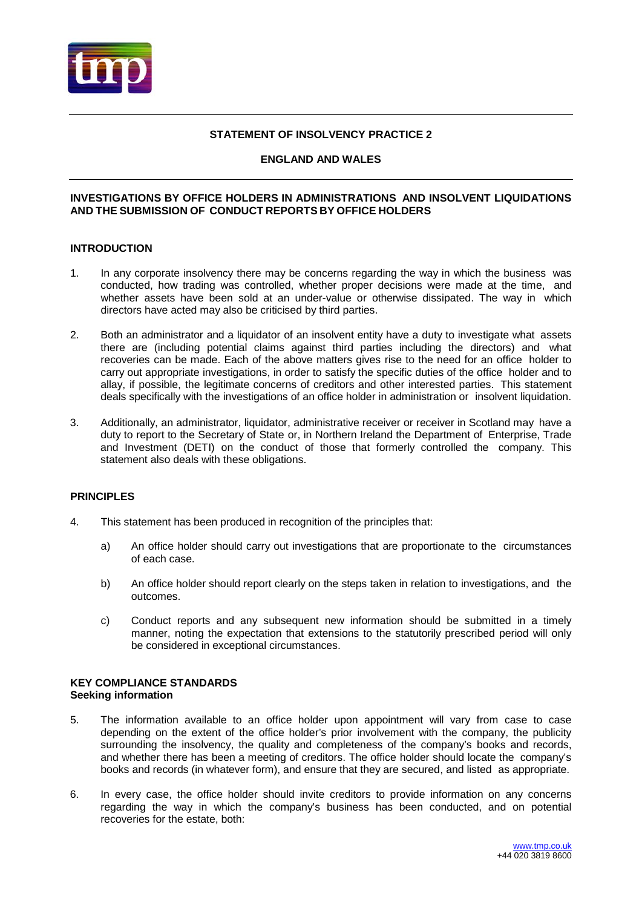# STATEMENT OF INSOLVENCY PRACTICE 2

## ENGLAND AND WALES

## INVESTIGATIONS BY OFFICE HOLDERS IN ADMINISTRATIONS AND INSOLVENT LIQUIDATIONS AND THE SUBMISSION OF CONDUCT REPORTS BY OFFICE HOLDERS

### INTRODUCTION

1. In any corporate insolvency there may be concerns regarding the way in which the business was conducted, how trading was controlled, whether proper decisions were made at the time, and whether assets have been sold at an under-value or otherwise dissipated. The way in which directors have acted may also be criticised by third parties.

2. Both an administrator and a liquidator of an insolvent entity have a duty to investigate what assets there are (including potential claims against third parties including the directors) and what recoveries can be made. Each of the above matters gives rise to the need for an office holder to carry out appropriate investigations, in order to satisfy the specific duties of the office holder and to allay, if possible, the legitimate concerns of creditors and other interested parties. This statement deals specifically with the investigations of an office holder in administration or insolvent liquidation.

3. Additionally, an administrator, liquidator, administrative receiver or receiver in Scotland may have a duty to report to the Secretary of State or, in Northern Ireland the Department of Enterprise, Trade and Investment (DETI) on the conduct of those that formerly controlled the company. This statement also deals with these obligations.

### PRINCIPLES

4. This statement has been produced in recognition of the principles that:

   a) An office holder should carry out investigations that are proportionate to the circumstances of each case.

   b) An office holder should report clearly on the steps taken in relation to investigations, and the outcomes.

   c) Conduct reports and any subsequent new information should be submitted in a timely manner, noting the expectation that extensions to the statutorily prescribed period will only be considered in exceptional circumstances.

### KEY COMPLIANCE STANDARDS

#### Seeking information

5. The information available to an office holder upon appointment will vary from case to case depending on the extent of the office holder's prior involvement with the company, the publicity surrounding the insolvency, the quality and completeness of the company's books and records, and whether there has been a meeting of creditors. The office holder should locate the company's books and records (in whatever form), and ensure that they are secured, and listed as appropriate.

6. In every case, the office holder should invite creditors to provide information on any concerns regarding the way in which the company's business has been conducted, and on potential recoveries for the estate, both: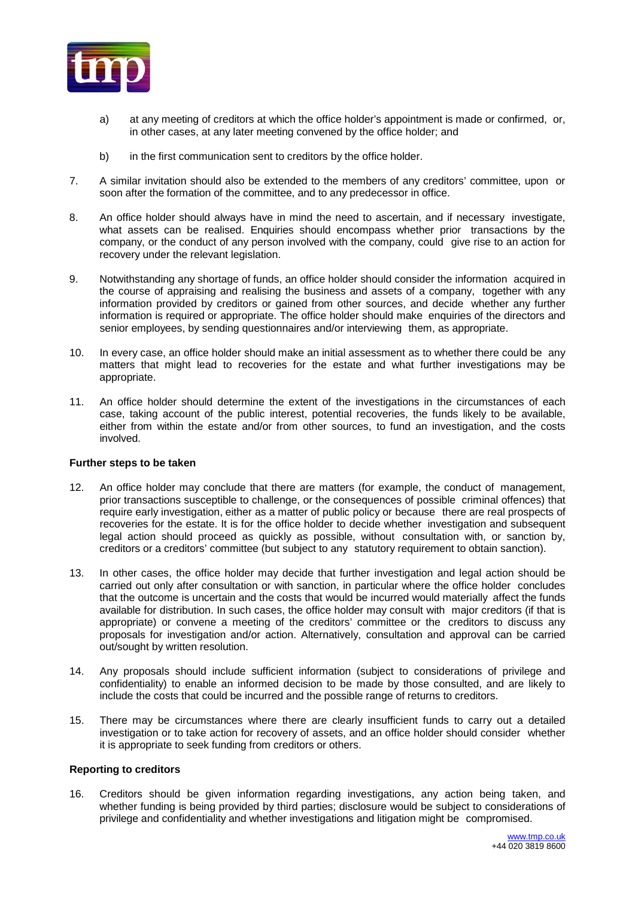a) at any meeting of creditors at which the office holder's appointment is made or confirmed, or, in other cases, at any later meeting convened by the office holder; and

b) in the first communication sent to creditors by the office holder.

7. A similar invitation should also be extended to the members of any creditors' committee, upon or soon after the formation of the committee, and to any predecessor in office.

8. An office holder should always have in mind the need to ascertain, and if necessary investigate, what assets can be realised. Enquiries should encompass whether prior transactions by the company, or the conduct of any person involved with the company, could give rise to an action for recovery under the relevant legislation.

9. Notwithstanding any shortage of funds, an office holder should consider the information acquired in the course of appraising and realising the business and assets of a company, together with any information provided by creditors or gained from other sources, and decide whether any further information is required or appropriate. The office holder should make enquiries of the directors and senior employees, by sending questionnaires and/or interviewing them, as appropriate.

10. In every case, an office holder should make an initial assessment as to whether there could be any matters that might lead to recoveries for the estate and what further investigations may be appropriate.

11. An office holder should determine the extent of the investigations in the circumstances of each case, taking account of the public interest, potential recoveries, the funds likely to be available, either from within the estate and/or from other sources, to fund an investigation, and the costs involved.

**Further steps to be taken**

12. An office holder may conclude that there are matters (for example, the conduct of management, prior transactions susceptible to challenge, or the consequences of possible criminal offences) that require early investigation, either as a matter of public policy or because there are real prospects of recoveries for the estate. It is for the office holder to decide whether investigation and subsequent legal action should proceed as quickly as possible, without consultation with, or sanction by, creditors or a creditors' committee (but subject to any statutory requirement to obtain sanction).

13. In other cases, the office holder may decide that further investigation and legal action should be carried out only after consultation or with sanction, in particular where the office holder concludes that the outcome is uncertain and the costs that would be incurred would materially affect the funds available for distribution. In such cases, the office holder may consult with major creditors (if that is appropriate) or convene a meeting of the creditors' committee or the creditors to discuss any proposals for investigation and/or action. Alternatively, consultation and approval can be carried out/sought by written resolution.

14. Any proposals should include sufficient information (subject to considerations of privilege and confidentiality) to enable an informed decision to be made by those consulted, and are likely to include the costs that could be incurred and the possible range of returns to creditors.

15. There may be circumstances where there are clearly insufficient funds to carry out a detailed investigation or to take action for recovery of assets, and an office holder should consider whether it is appropriate to seek funding from creditors or others.

**Reporting to creditors**

16. Creditors should be given information regarding investigations, any action being taken, and whether funding is being provided by third parties; disclosure would be subject to considerations of privilege and confidentiality and whether investigations and litigation might be compromised.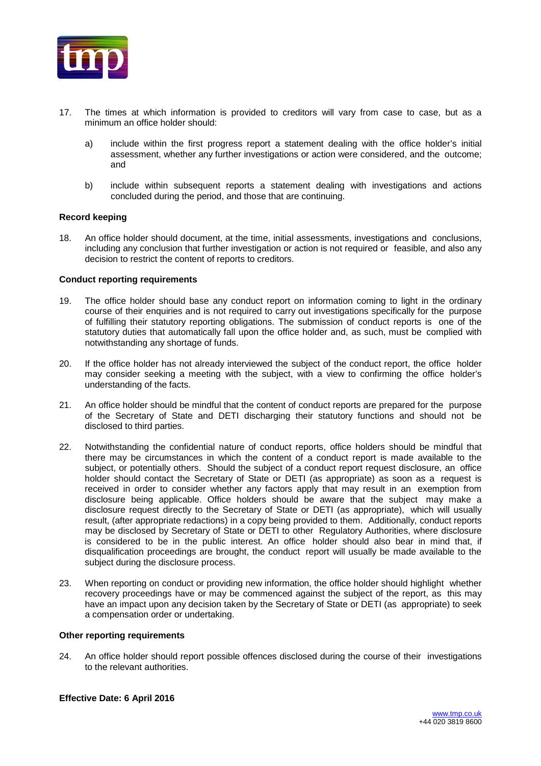17. The times at which information is provided to creditors will vary from case to case, but as a minimum an office holder should:

    a) include within the first progress report a statement dealing with the office holder's initial assessment, whether any further investigations or action were considered, and the outcome; and

    b) include within subsequent reports a statement dealing with investigations and actions concluded during the period, and those that are continuing.

**Record keeping**

18. An office holder should document, at the time, initial assessments, investigations and conclusions, including any conclusion that further investigation or action is not required or feasible, and also any decision to restrict the content of reports to creditors.

**Conduct reporting requirements**

19. The office holder should base any conduct report on information coming to light in the ordinary course of their enquiries and is not required to carry out investigations specifically for the purpose of fulfilling their statutory reporting obligations. The submission of conduct reports is one of the statutory duties that automatically fall upon the office holder and, as such, must be complied with notwithstanding any shortage of funds.

20. If the office holder has not already interviewed the subject of the conduct report, the office holder may consider seeking a meeting with the subject, with a view to confirming the office holder's understanding of the facts.

21. An office holder should be mindful that the content of conduct reports are prepared for the purpose of the Secretary of State and DETI discharging their statutory functions and should not be disclosed to third parties.

22. Notwithstanding the confidential nature of conduct reports, office holders should be mindful that there may be circumstances in which the content of a conduct report is made available to the subject, or potentially others. Should the subject of a conduct report request disclosure, an office holder should contact the Secretary of State or DETI (as appropriate) as soon as a request is received in order to consider whether any factors apply that may result in an exemption from disclosure being applicable. Office holders should be aware that the subject may make a disclosure request directly to the Secretary of State or DETI (as appropriate), which will usually result, (after appropriate redactions) in a copy being provided to them. Additionally, conduct reports may be disclosed by Secretary of State or DETI to other Regulatory Authorities, where disclosure is considered to be in the public interest. An office holder should also bear in mind that, if disqualification proceedings are brought, the conduct report will usually be made available to the subject during the disclosure process.

23. When reporting on conduct or providing new information, the office holder should highlight whether recovery proceedings have or may be commenced against the subject of the report, as this may have an impact upon any decision taken by the Secretary of State or DETI (as appropriate) to seek a compensation order or undertaking.

**Other reporting requirements**

24. An office holder should report possible offences disclosed during the course of their investigations to the relevant authorities.

**Effective Date: 6 April 2016**